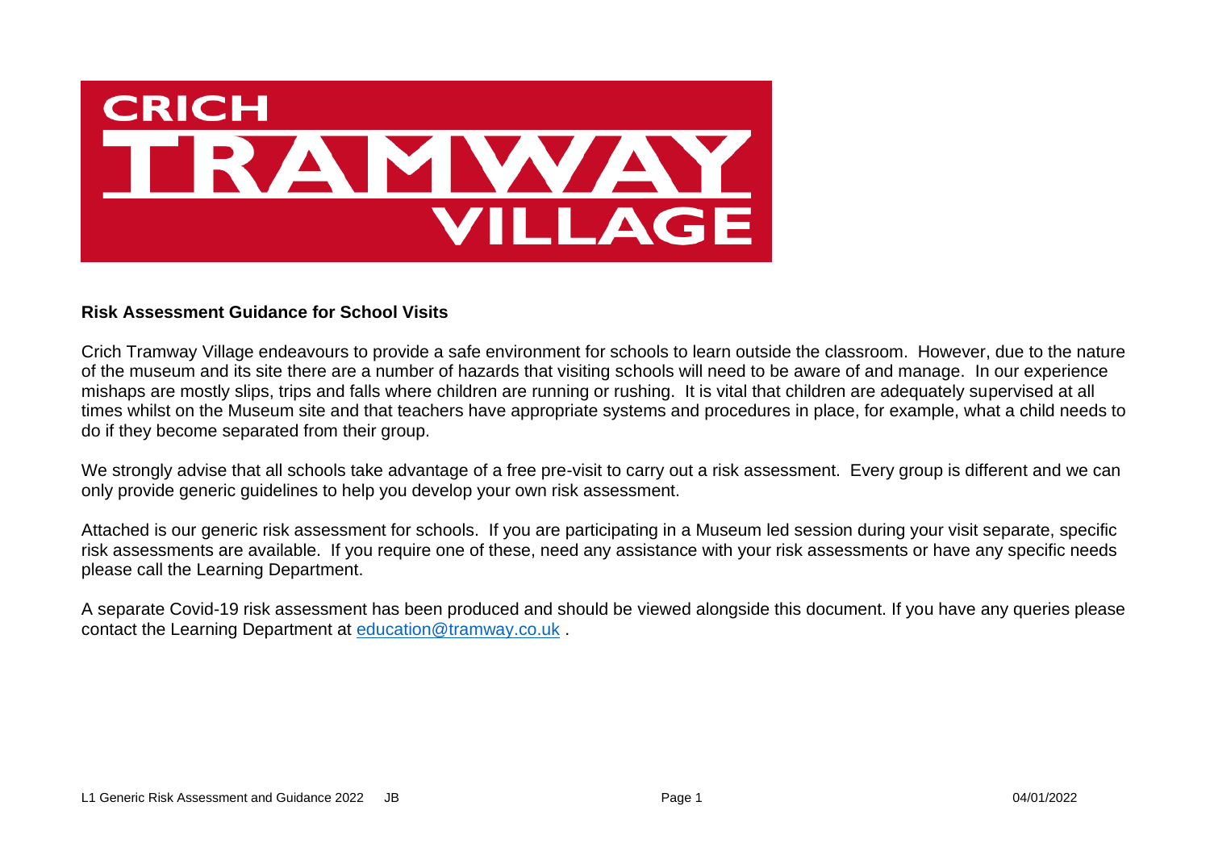CRICH TRAMWAY VILLAGE

**Risk Assessment Guidance for School Visits**

Crich Tramway Village endeavours to provide a safe environment for schools to learn outside the classroom. However, due to the nature of the museum and its site there are a number of hazards that visiting schools will need to be aware of and manage. In our experience mishaps are mostly slips, trips and falls where children are running or rushing. It is vital that children are adequately supervised at all times whilst on the Museum site and that teachers have appropriate systems and procedures in place, for example, what a child needs to do if they become separated from their group.

We strongly advise that all schools take advantage of a free pre-visit to carry out a risk assessment. Every group is different and we can only provide generic guidelines to help you develop your own risk assessment.

Attached is our generic risk assessment for schools. If you are participating in a Museum led session during your visit separate, specific risk assessments are available. If you require one of these, need any assistance with your risk assessments or have any specific needs please call the Learning Department.

A separate Covid-19 risk assessment has been produced and should be viewed alongside this document. If you have any queries please contact the Learning Department at education@tramway.co.uk .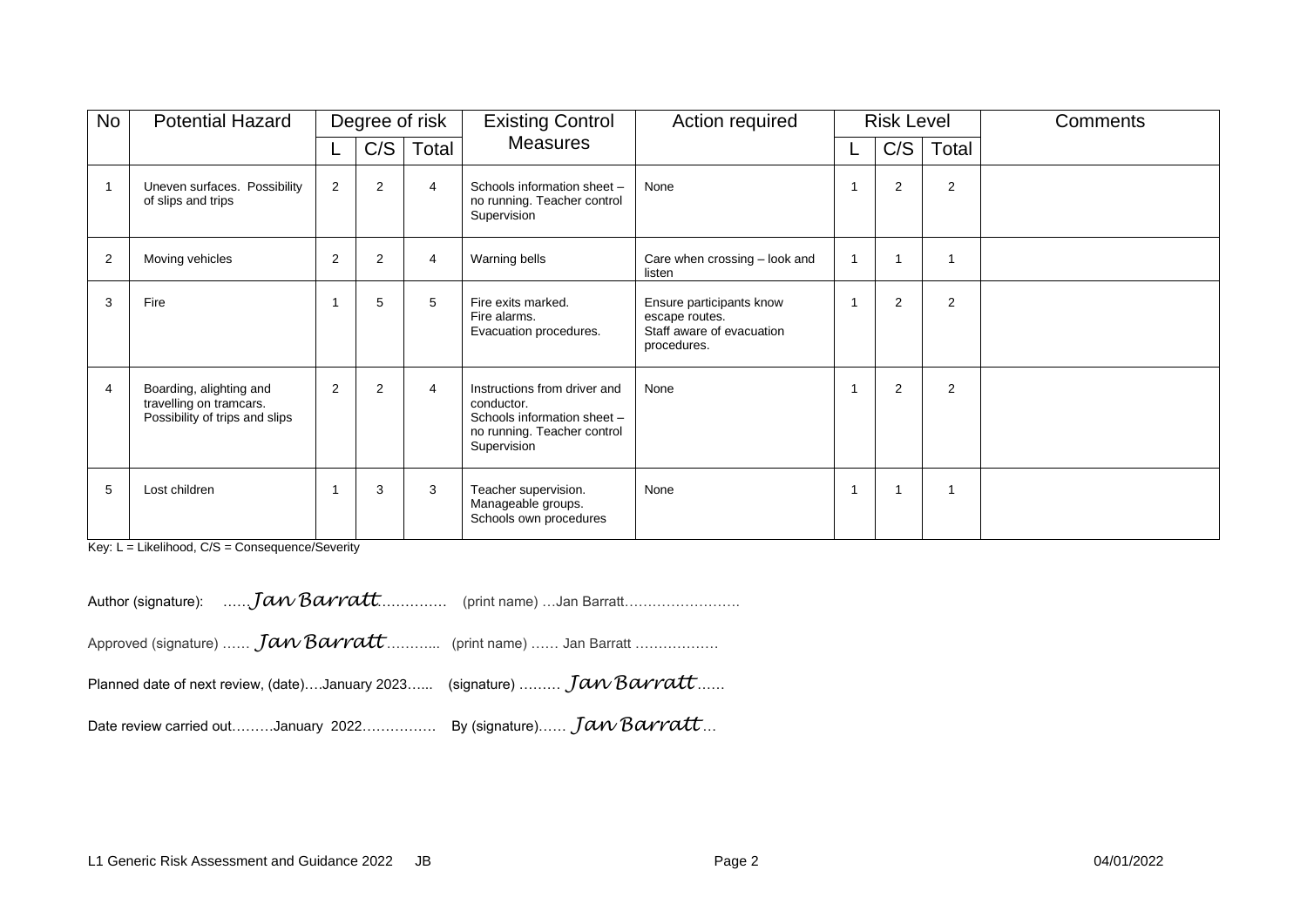| No | Potential Hazard | Degree of risk | | | Existing Control Measures | Action required | Risk Level | | | Comments |
|---|---|---|---|---|---|---|---|---|---|---|
| | | L | C/S | Total | | | L | C/S | Total | |
| 1 | Uneven surfaces. Possibility of slips and trips | 2 | 2 | 4 | Schools information sheet – no running. Teacher control Supervision | None | 1 | 2 | 2 | |
| 2 | Moving vehicles | 2 | 2 | 4 | Warning bells | Care when crossing – look and listen | 1 | 1 | 1 | |
| 3 | Fire | 1 | 5 | 5 | Fire exits marked. Fire alarms. Evacuation procedures. | Ensure participants know escape routes. Staff aware of evacuation procedures. | 1 | 2 | 2 | |
| 4 | Boarding, alighting and travelling on tramcars. Possibility of trips and slips | 2 | 2 | 4 | Instructions from driver and conductor. Schools information sheet – no running. Teacher control Supervision | None | 1 | 2 | 2 | |
| 5 | Lost children | 1 | 3 | 3 | Teacher supervision. Manageable groups. Schools own procedures | None | 1 | 1 | 1 | |

Key: L = Likelihood, C/S = Consequence/Severity

Author (signature): …..*Jan Barratt*…………. (print name) …Jan Barratt…………………….

Approved (signature) …… *Jan Barratt*……….. (print name) …… Jan Barratt ………………

Planned date of next review, (date)….January 2023…... (signature) ……… *Jan Barratt*……

Date review carried out………January 2022……………. By (signature)…… *Jan Barratt*…

L1 Generic Risk Assessment and Guidance 2022 JB 04/01/2022